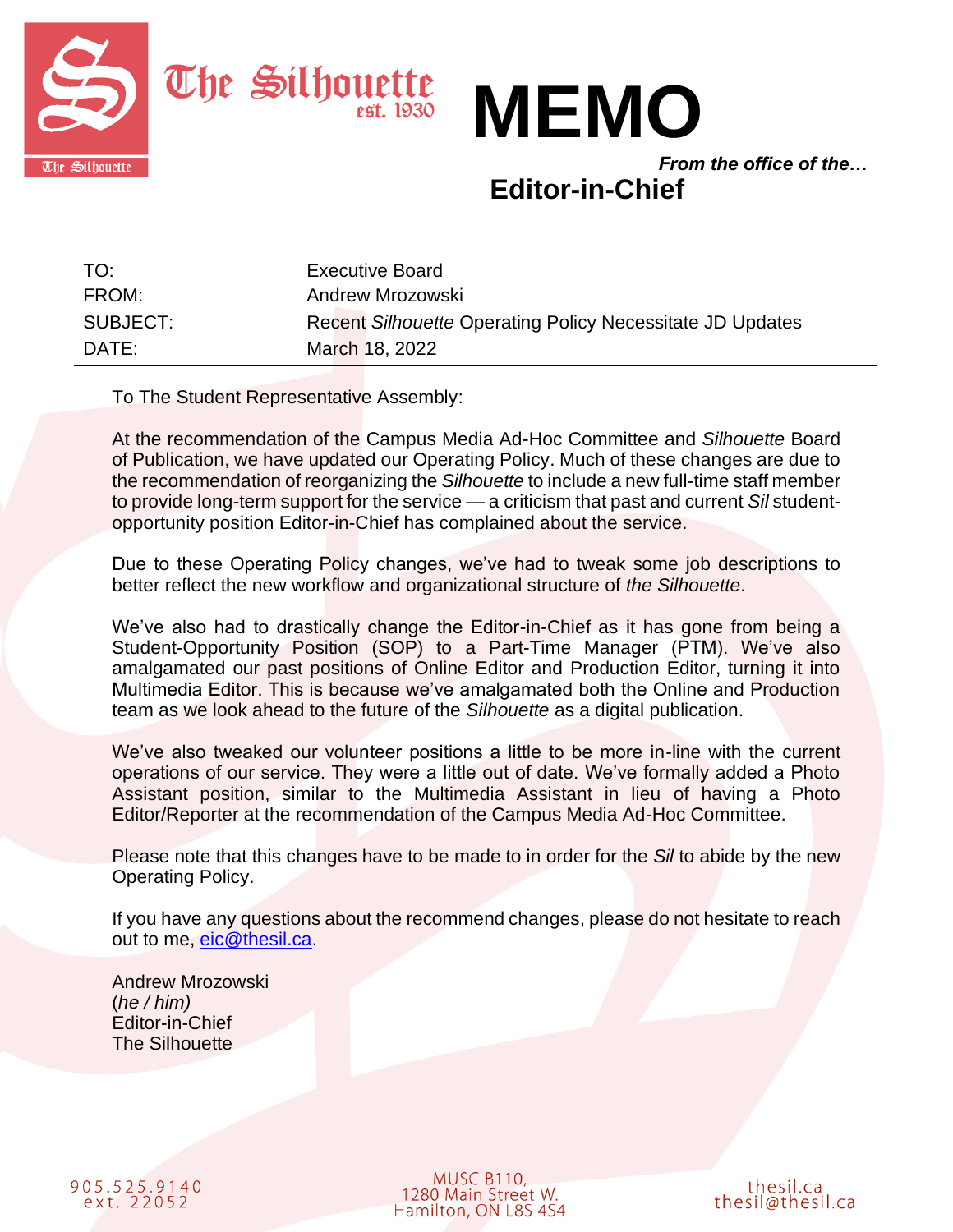The Silhouette est. 1930

# MEMO

***From the office of the…***

**Editor-in-Chief**

| | |
|---|---|
| TO: | Executive Board |
| FROM: | Andrew Mrozowski |
| SUBJECT: | Recent *Silhouette* Operating Policy Necessitate JD Updates |
| DATE: | March 18, 2022 |

To The Student Representative Assembly:

At the recommendation of the Campus Media Ad-Hoc Committee and *Silhouette* Board of Publication, we have updated our Operating Policy. Much of these changes are due to the recommendation of reorganizing the *Silhouette* to include a new full-time staff member to provide long-term support for the service — a criticism that past and current *Sil* student-opportunity position Editor-in-Chief has complained about the service.

Due to these Operating Policy changes, we've had to tweak some job descriptions to better reflect the new workflow and organizational structure of *the Silhouette*.

We've also had to drastically change the Editor-in-Chief as it has gone from being a Student-Opportunity Position (SOP) to a Part-Time Manager (PTM). We've also amalgamated our past positions of Online Editor and Production Editor, turning it into Multimedia Editor. This is because we've amalgamated both the Online and Production team as we look ahead to the future of the *Silhouette* as a digital publication.

We've also tweaked our volunteer positions a little to be more in-line with the current operations of our service. They were a little out of date. We've formally added a Photo Assistant position, similar to the Multimedia Assistant in lieu of having a Photo Editor/Reporter at the recommendation of the Campus Media Ad-Hoc Committee.

Please note that this changes have to be made to in order for the *Sil* to abide by the new Operating Policy.

If you have any questions about the recommend changes, please do not hesitate to reach out to me, eic@thesil.ca.

Andrew Mrozowski
(*he / him)*
Editor-in-Chief
The Silhouette

905.525.9140 ext. 22052

MUSC B110, 1280 Main Street W. Hamilton, ON L8S 4S4

thesil.ca thesil@thesil.ca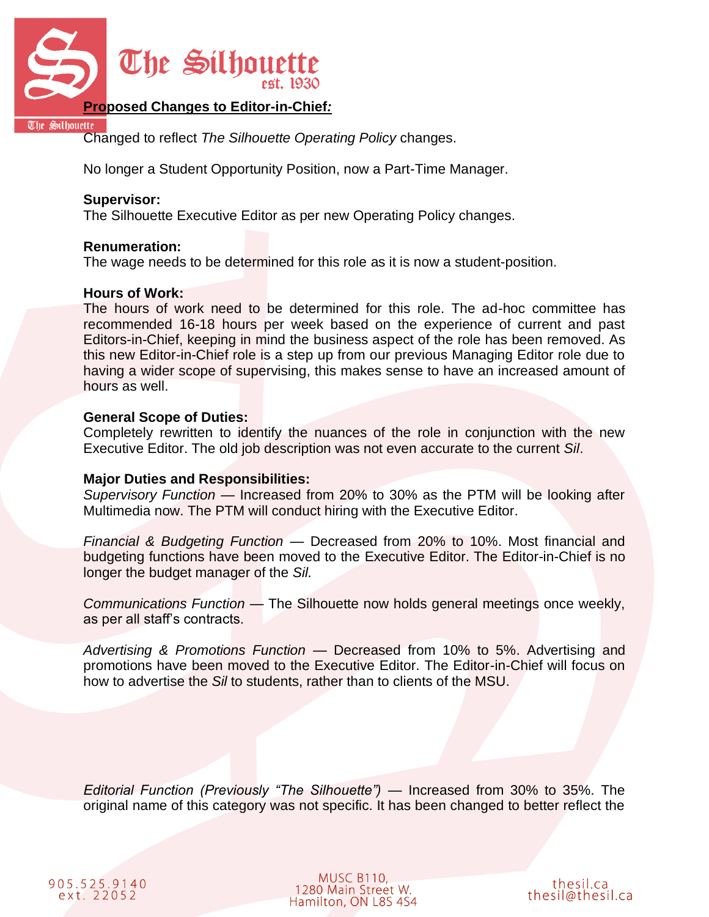**Proposed Changes to Editor-in-Chief*:***

Changed to reflect *The Silhouette Operating Policy* changes.

No longer a Student Opportunity Position, now a Part-Time Manager.

**Supervisor:**
The Silhouette Executive Editor as per new Operating Policy changes.

**Renumeration:**
The wage needs to be determined for this role as it is now a student-position.

**Hours of Work:**
The hours of work need to be determined for this role. The ad-hoc committee has recommended 16-18 hours per week based on the experience of current and past Editors-in-Chief, keeping in mind the business aspect of the role has been removed. As this new Editor-in-Chief role is a step up from our previous Managing Editor role due to having a wider scope of supervising, this makes sense to have an increased amount of hours as well.

**General Scope of Duties:**
Completely rewritten to identify the nuances of the role in conjunction with the new Executive Editor. The old job description was not even accurate to the current *Sil*.

**Major Duties and Responsibilities:**
*Supervisory Function* — Increased from 20% to 30% as the PTM will be looking after Multimedia now. The PTM will conduct hiring with the Executive Editor.

*Financial & Budgeting Function* — Decreased from 20% to 10%. Most financial and budgeting functions have been moved to the Executive Editor. The Editor-in-Chief is no longer the budget manager of the *Sil.*

*Communications Function* — The Silhouette now holds general meetings once weekly, as per all staff's contracts.

*Advertising & Promotions Function* — Decreased from 10% to 5%. Advertising and promotions have been moved to the Executive Editor. The Editor-in-Chief will focus on how to advertise the *Sil* to students, rather than to clients of the MSU.

*Editorial Function (Previously "The Silhouette")* — Increased from 30% to 35%. The original name of this category was not specific. It has been changed to better reflect the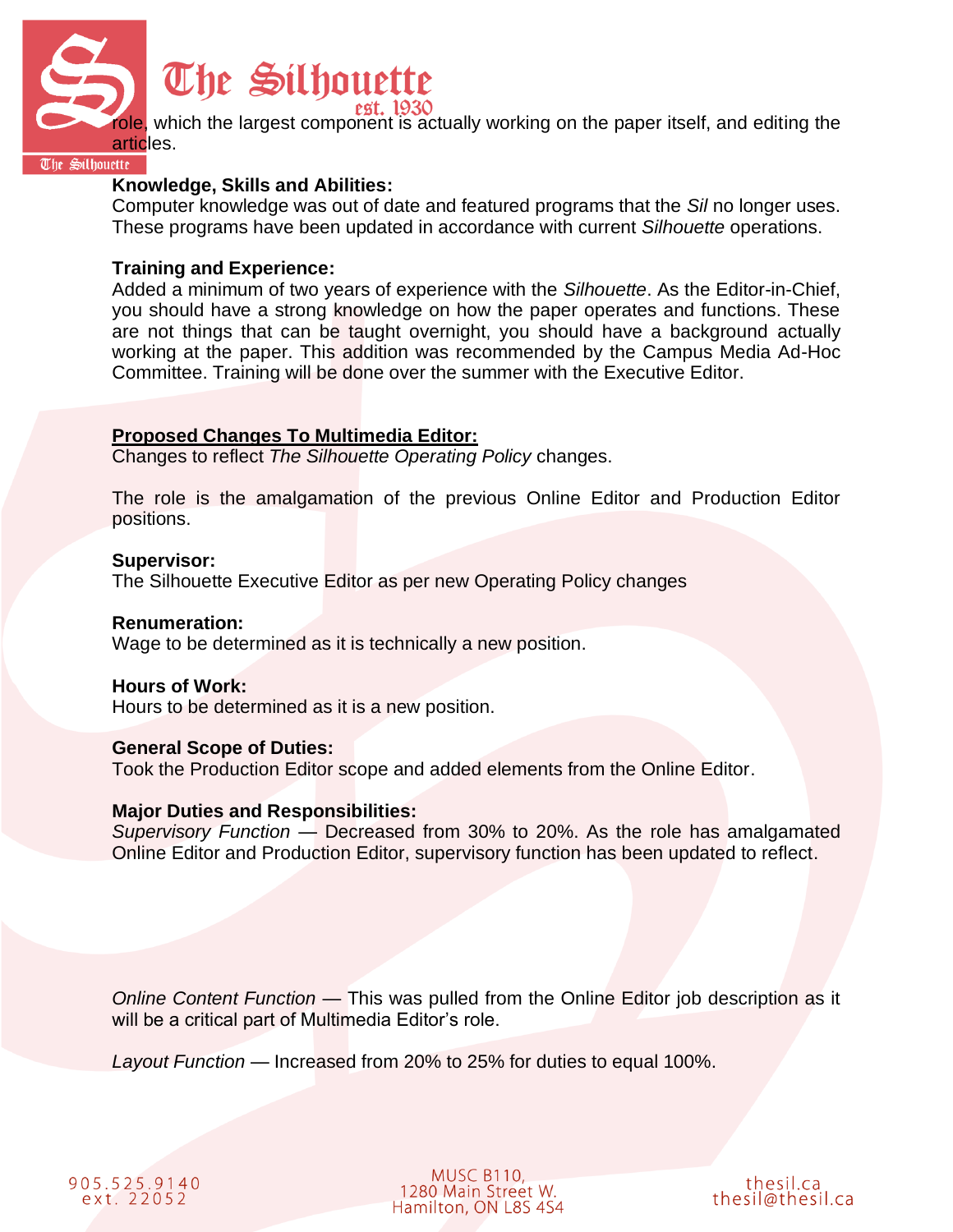role, which the largest component is actually working on the paper itself, and editing the articles.

**Knowledge, Skills and Abilities:**
Computer knowledge was out of date and featured programs that the *Sil* no longer uses. These programs have been updated in accordance with current *Silhouette* operations.

**Training and Experience:**
Added a minimum of two years of experience with the *Silhouette*. As the Editor-in-Chief, you should have a strong knowledge on how the paper operates and functions. These are not things that can be taught overnight, you should have a background actually working at the paper. This addition was recommended by the Campus Media Ad-Hoc Committee. Training will be done over the summer with the Executive Editor.

**Proposed Changes To Multimedia Editor:**
Changes to reflect *The Silhouette Operating Policy* changes.

The role is the amalgamation of the previous Online Editor and Production Editor positions.

**Supervisor:**
The Silhouette Executive Editor as per new Operating Policy changes

**Renumeration:**
Wage to be determined as it is technically a new position.

**Hours of Work:**
Hours to be determined as it is a new position.

**General Scope of Duties:**
Took the Production Editor scope and added elements from the Online Editor.

**Major Duties and Responsibilities:**
*Supervisory Function* — Decreased from 30% to 20%. As the role has amalgamated Online Editor and Production Editor, supervisory function has been updated to reflect.

*Online Content Function* — This was pulled from the Online Editor job description as it will be a critical part of Multimedia Editor's role.

*Layout Function* — Increased from 20% to 25% for duties to equal 100%.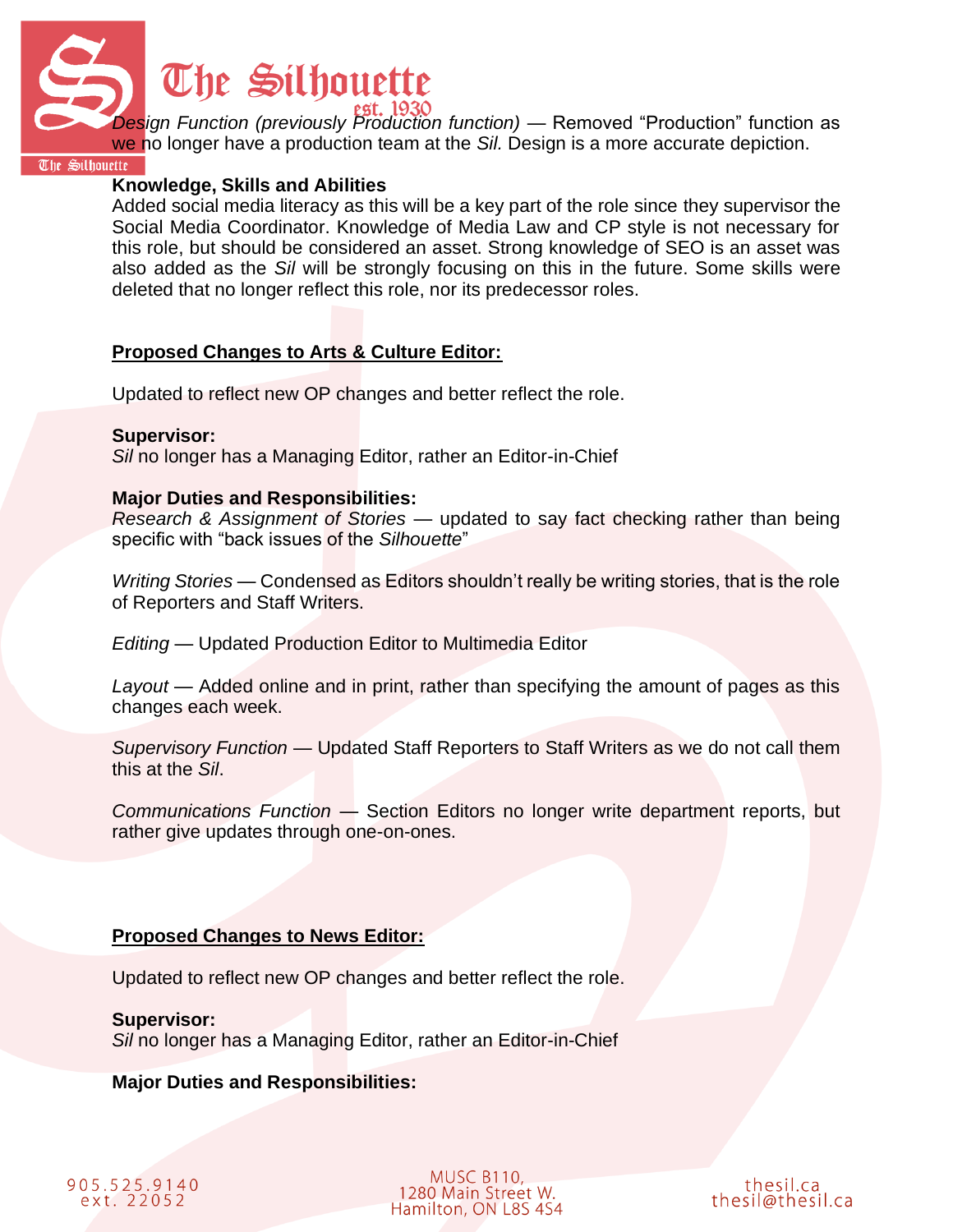*Design Function (previously Production function)* — Removed "Production" function as we no longer have a production team at the *Sil.* Design is a more accurate depiction.

**Knowledge, Skills and Abilities**
Added social media literacy as this will be a key part of the role since they supervisor the Social Media Coordinator. Knowledge of Media Law and CP style is not necessary for this role, but should be considered an asset. Strong knowledge of SEO is an asset was also added as the *Sil* will be strongly focusing on this in the future. Some skills were deleted that no longer reflect this role, nor its predecessor roles.

## Proposed Changes to Arts & Culture Editor:

Updated to reflect new OP changes and better reflect the role.

**Supervisor:**
*Sil* no longer has a Managing Editor, rather an Editor-in-Chief

**Major Duties and Responsibilities:**
*Research & Assignment of Stories* — updated to say fact checking rather than being specific with "back issues of the *Silhouette*"

*Writing Stories* — Condensed as Editors shouldn't really be writing stories, that is the role of Reporters and Staff Writers.

*Editing* — Updated Production Editor to Multimedia Editor

*Layout* — Added online and in print, rather than specifying the amount of pages as this changes each week.

*Supervisory Function* — Updated Staff Reporters to Staff Writers as we do not call them this at the *Sil*.

*Communications Function* — Section Editors no longer write department reports, but rather give updates through one-on-ones.

## Proposed Changes to News Editor:

Updated to reflect new OP changes and better reflect the role.

**Supervisor:**
*Sil* no longer has a Managing Editor, rather an Editor-in-Chief

**Major Duties and Responsibilities:**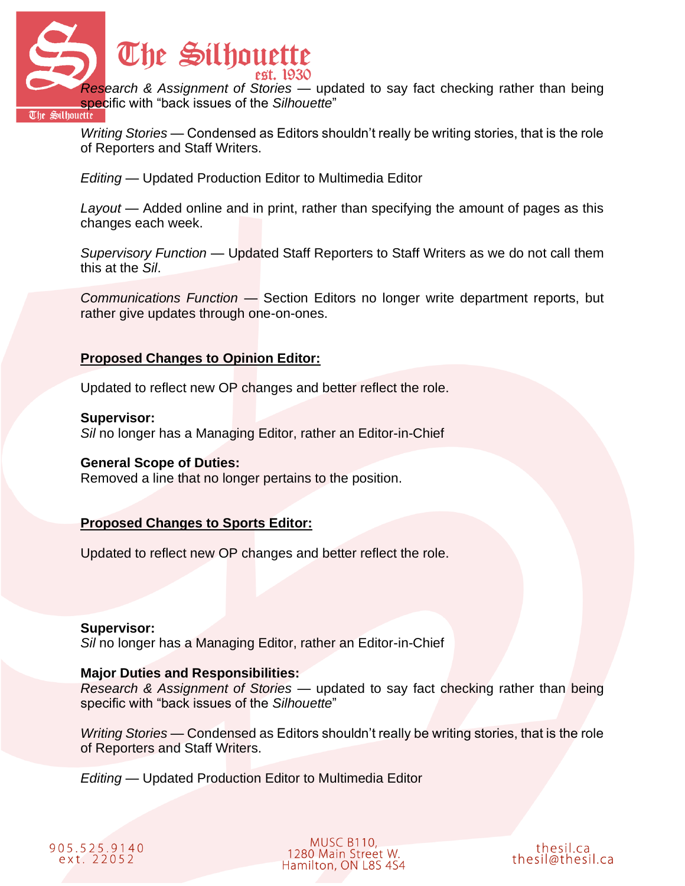*Research & Assignment of Stories* — updated to say fact checking rather than being specific with "back issues of the *Silhouette*"

*Writing Stories* — Condensed as Editors shouldn't really be writing stories, that is the role of Reporters and Staff Writers.

*Editing* — Updated Production Editor to Multimedia Editor

*Layout* — Added online and in print, rather than specifying the amount of pages as this changes each week.

*Supervisory Function* — Updated Staff Reporters to Staff Writers as we do not call them this at the *Sil*.

*Communications Function* — Section Editors no longer write department reports, but rather give updates through one-on-ones.

## Proposed Changes to Opinion Editor:

Updated to reflect new OP changes and better reflect the role.

**Supervisor:**
*Sil* no longer has a Managing Editor, rather an Editor-in-Chief

**General Scope of Duties:**
Removed a line that no longer pertains to the position.

## Proposed Changes to Sports Editor:

Updated to reflect new OP changes and better reflect the role.

**Supervisor:**
*Sil* no longer has a Managing Editor, rather an Editor-in-Chief

**Major Duties and Responsibilities:**
*Research & Assignment of Stories* — updated to say fact checking rather than being specific with "back issues of the *Silhouette*"

*Writing Stories* — Condensed as Editors shouldn't really be writing stories, that is the role of Reporters and Staff Writers.

*Editing* — Updated Production Editor to Multimedia Editor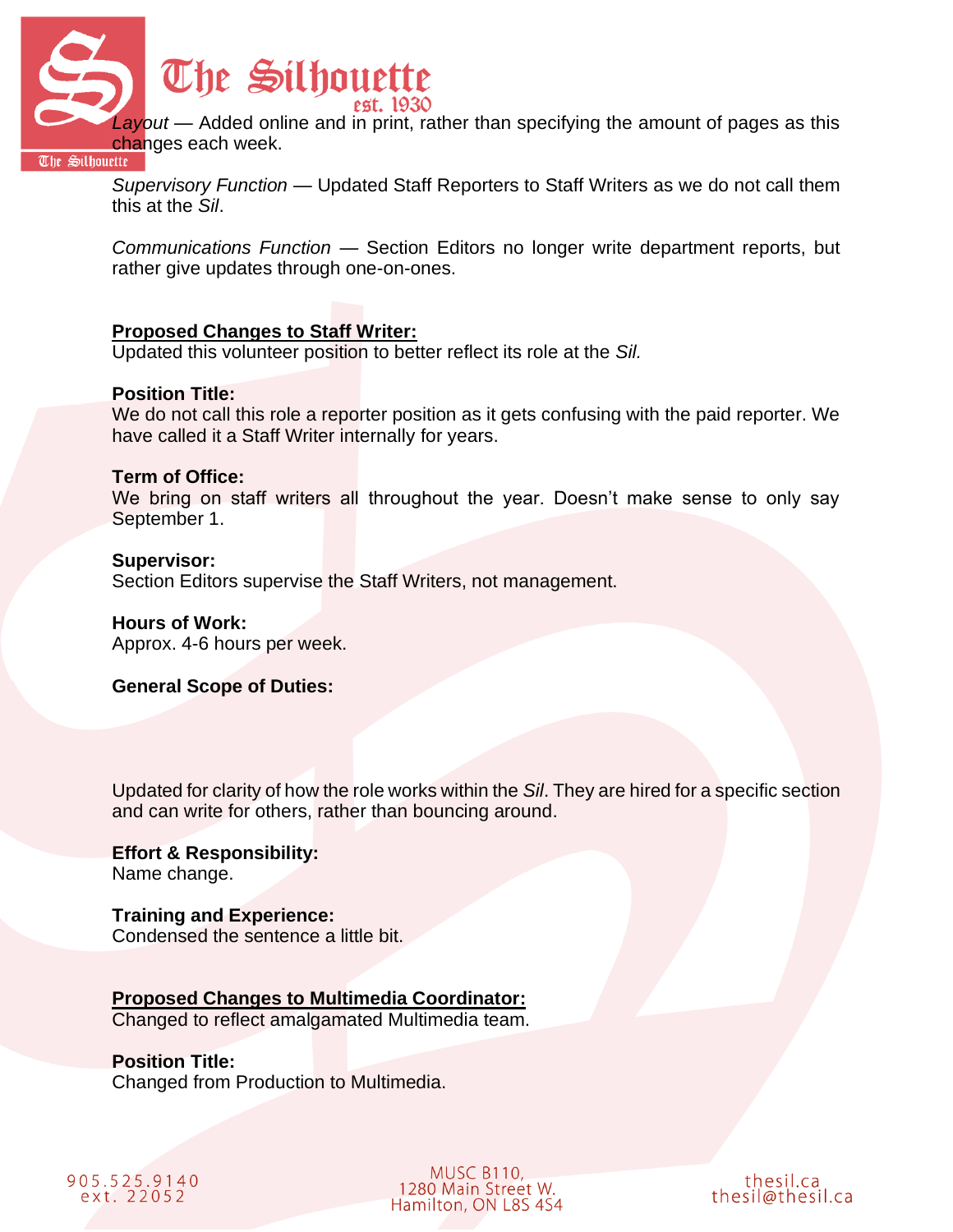*Layout* — Added online and in print, rather than specifying the amount of pages as this changes each week.

*Supervisory Function* — Updated Staff Reporters to Staff Writers as we do not call them this at the *Sil*.

*Communications Function* — Section Editors no longer write department reports, but rather give updates through one-on-ones.

**Proposed Changes to Staff Writer:**

Updated this volunteer position to better reflect its role at the *Sil.*

**Position Title:**

We do not call this role a reporter position as it gets confusing with the paid reporter. We have called it a Staff Writer internally for years.

**Term of Office:**

We bring on staff writers all throughout the year. Doesn't make sense to only say September 1.

**Supervisor:**

Section Editors supervise the Staff Writers, not management.

**Hours of Work:**

Approx. 4-6 hours per week.

**General Scope of Duties:**

Updated for clarity of how the role works within the *Sil*. They are hired for a specific section and can write for others, rather than bouncing around.

**Effort & Responsibility:**

Name change.

**Training and Experience:**

Condensed the sentence a little bit.

**Proposed Changes to Multimedia Coordinator:**

Changed to reflect amalgamated Multimedia team.

**Position Title:**

Changed from Production to Multimedia.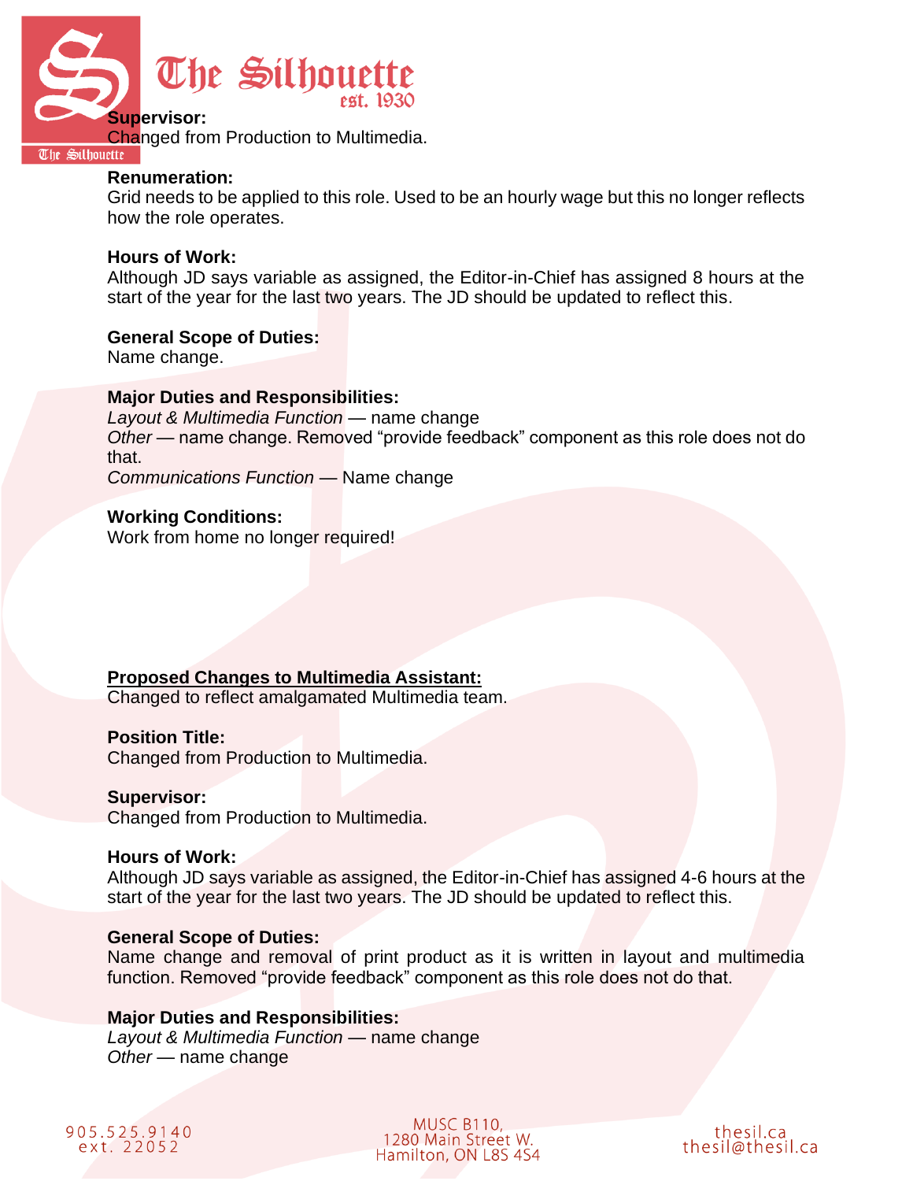**Supervisor:**
Changed from Production to Multimedia.

**Renumeration:**
Grid needs to be applied to this role. Used to be an hourly wage but this no longer reflects how the role operates.

**Hours of Work:**
Although JD says variable as assigned, the Editor-in-Chief has assigned 8 hours at the start of the year for the last two years. The JD should be updated to reflect this.

**General Scope of Duties:**
Name change.

**Major Duties and Responsibilities:**
*Layout & Multimedia Function* — name change
*Other* — name change. Removed "provide feedback" component as this role does not do that.
*Communications Function* — Name change

**Working Conditions:**
Work from home no longer required!

**Proposed Changes to Multimedia Assistant:**
Changed to reflect amalgamated Multimedia team.

**Position Title:**
Changed from Production to Multimedia.

**Supervisor:**
Changed from Production to Multimedia.

**Hours of Work:**
Although JD says variable as assigned, the Editor-in-Chief has assigned 4-6 hours at the start of the year for the last two years. The JD should be updated to reflect this.

**General Scope of Duties:**
Name change and removal of print product as it is written in layout and multimedia function. Removed "provide feedback" component as this role does not do that.

**Major Duties and Responsibilities:**
*Layout & Multimedia Function* — name change
*Other* — name change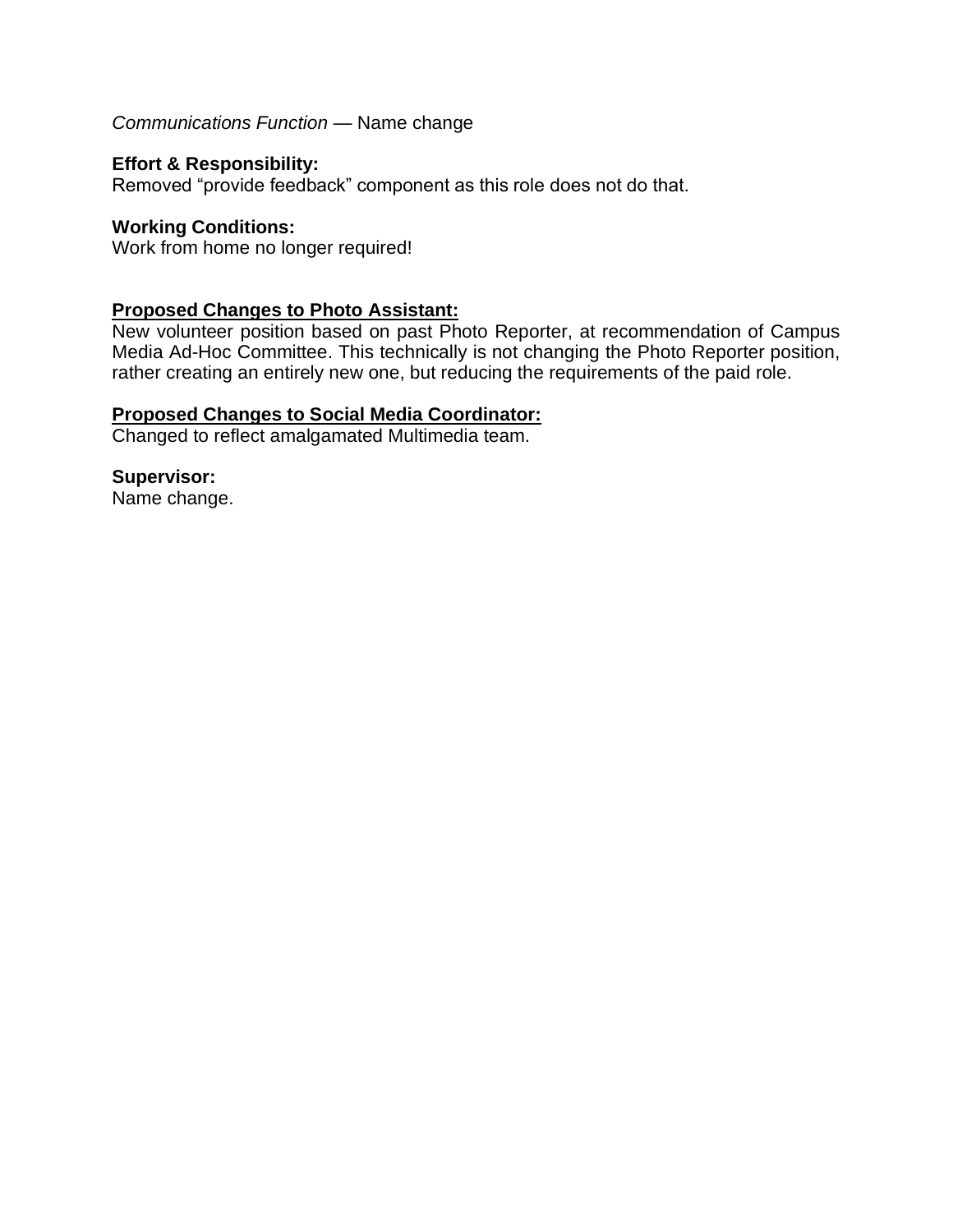*Communications Function* — Name change

**Effort & Responsibility:**
Removed "provide feedback" component as this role does not do that.

**Working Conditions:**
Work from home no longer required!

**Proposed Changes to Photo Assistant:**
New volunteer position based on past Photo Reporter, at recommendation of Campus Media Ad-Hoc Committee. This technically is not changing the Photo Reporter position, rather creating an entirely new one, but reducing the requirements of the paid role.

**Proposed Changes to Social Media Coordinator:**
Changed to reflect amalgamated Multimedia team.

**Supervisor:**
Name change.